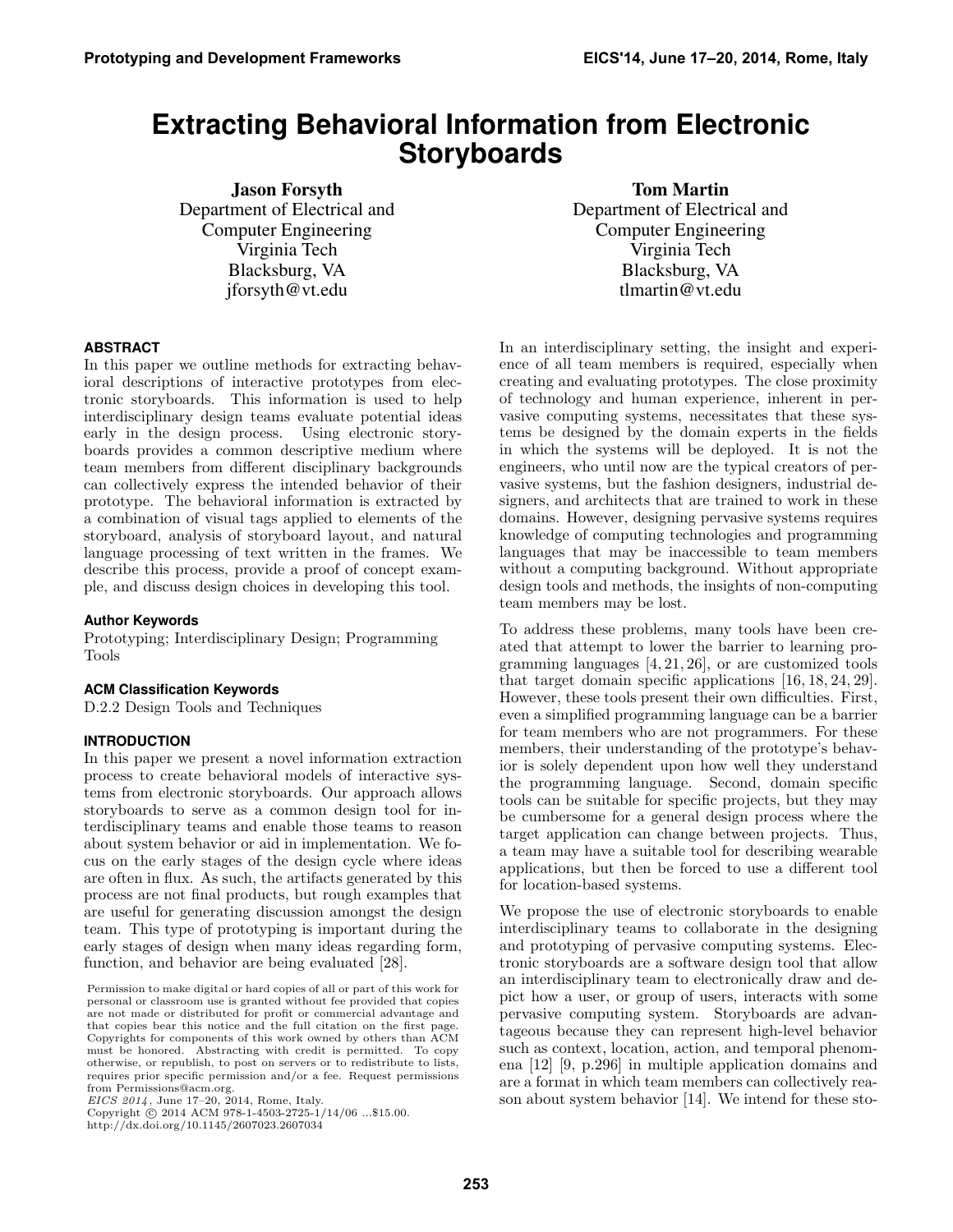# Extracting Behavioral Information from Electronic Storyboards

**Jason Forsyth**
Department of Electrical and Computer Engineering
Virginia Tech
Blacksburg, VA
jforsyth@vt.edu

**Tom Martin**
Department of Electrical and Computer Engineering
Virginia Tech
Blacksburg, VA
tlmartin@vt.edu

## ABSTRACT

In this paper we outline methods for extracting behavioral descriptions of interactive prototypes from electronic storyboards. This information is used to help interdisciplinary design teams evaluate potential ideas early in the design process. Using electronic storyboards provides a common descriptive medium where team members from different disciplinary backgrounds can collectively express the intended behavior of their prototype. The behavioral information is extracted by a combination of visual tags applied to elements of the storyboard, analysis of storyboard layout, and natural language processing of text written in the frames. We describe this process, provide a proof of concept example, and discuss design choices in developing this tool.

### Author Keywords

Prototyping; Interdisciplinary Design; Programming Tools

### ACM Classification Keywords

D.2.2 Design Tools and Techniques

## INTRODUCTION

In this paper we present a novel information extraction process to create behavioral models of interactive systems from electronic storyboards. Our approach allows storyboards to serve as a common design tool for interdisciplinary teams and enable those teams to reason about system behavior or aid in implementation. We focus on the early stages of the design cycle where ideas are often in flux. As such, the artifacts generated by this process are not final products, but rough examples that are useful for generating discussion amongst the design team. This type of prototyping is important during the early stages of design when many ideas regarding form, function, and behavior are being evaluated [28].

Permission to make digital or hard copies of all or part of this work for personal or classroom use is granted without fee provided that copies are not made or distributed for profit or commercial advantage and that copies bear this notice and the full citation on the first page. Copyrights for components of this work owned by others than ACM must be honored. Abstracting with credit is permitted. To copy otherwise, or republish, to post on servers or to redistribute to lists, requires prior specific permission and/or a fee. Request permissions from Permissions@acm.org.
*EICS 2014*, June 17–20, 2014, Rome, Italy.
Copyright © 2014 ACM 978-1-4503-2725-1/14/06 ...$15.00.
http://dx.doi.org/10.1145/2607023.2607034

In an interdisciplinary setting, the insight and experience of all team members is required, especially when creating and evaluating prototypes. The close proximity of technology and human experience, inherent in pervasive computing systems, necessitates that these systems be designed by the domain experts in the fields in which the systems will be deployed. It is not the engineers, who until now are the typical creators of pervasive systems, but the fashion designers, industrial designers, and architects that are trained to work in these domains. However, designing pervasive systems requires knowledge of computing technologies and programming languages that may be inaccessible to team members without a computing background. Without appropriate design tools and methods, the insights of non-computing team members may be lost.

To address these problems, many tools have been created that attempt to lower the barrier to learning programming languages [4, 21, 26], or are customized tools that target domain specific applications [16, 18, 24, 29]. However, these tools present their own difficulties. First, even a simplified programming language can be a barrier for team members who are not programmers. For these members, their understanding of the prototype's behavior is solely dependent upon how well they understand the programming language. Second, domain specific tools can be suitable for specific projects, but they may be cumbersome for a general design process where the target application can change between projects. Thus, a team may have a suitable tool for describing wearable applications, but then be forced to use a different tool for location-based systems.

We propose the use of electronic storyboards to enable interdisciplinary teams to collaborate in the designing and prototyping of pervasive computing systems. Electronic storyboards are a software design tool that allow an interdisciplinary team to electronically draw and depict how a user, or group of users, interacts with some pervasive computing system. Storyboards are advantageous because they can represent high-level behavior such as context, location, action, and temporal phenomena [12] [9, p.296] in multiple application domains and are a format in which team members can collectively reason about system behavior [14]. We intend for these sto-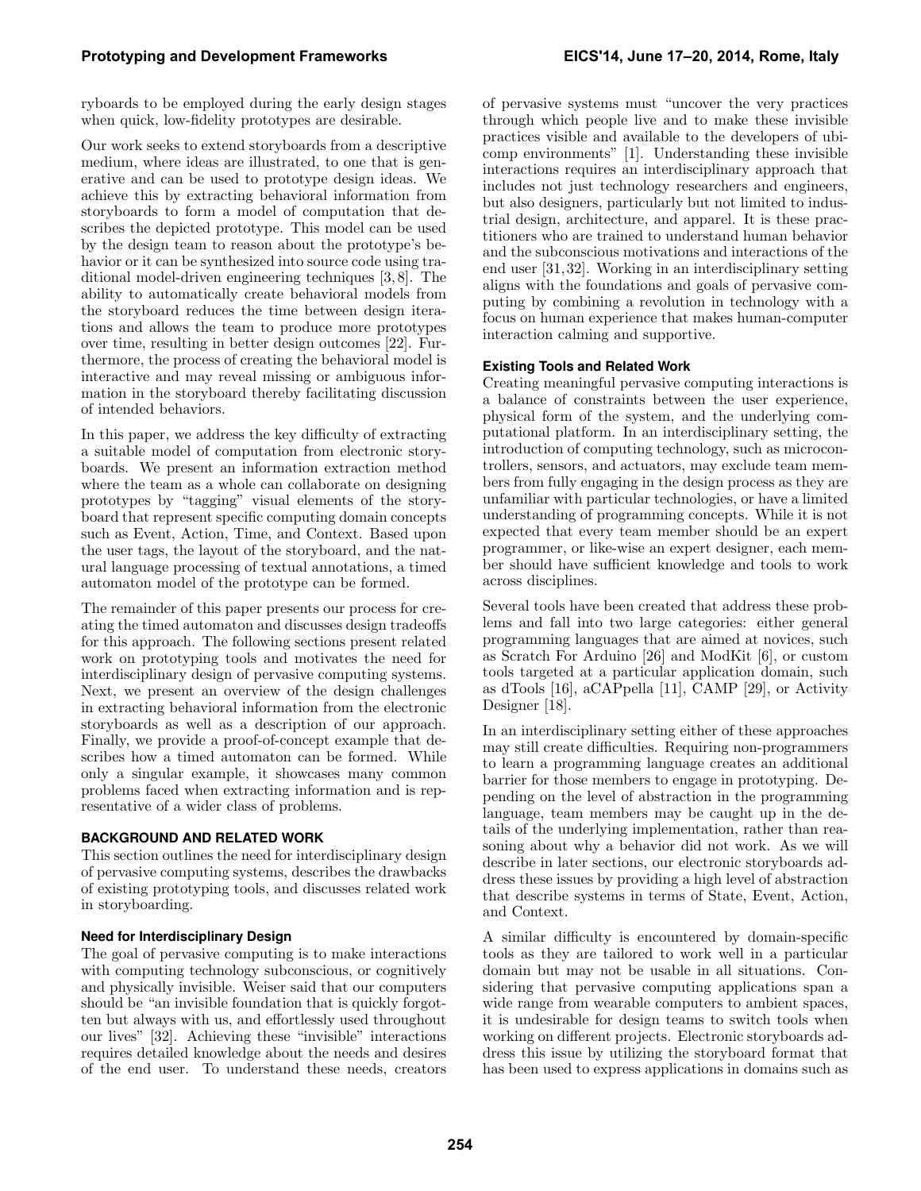ryboards to be employed during the early design stages when quick, low-fidelity prototypes are desirable.

Our work seeks to extend storyboards from a descriptive medium, where ideas are illustrated, to one that is generative and can be used to prototype design ideas. We achieve this by extracting behavioral information from storyboards to form a model of computation that describes the depicted prototype. This model can be used by the design team to reason about the prototype's behavior or it can be synthesized into source code using traditional model-driven engineering techniques [3, 8]. The ability to automatically create behavioral models from the storyboard reduces the time between design iterations and allows the team to produce more prototypes over time, resulting in better design outcomes [22]. Furthermore, the process of creating the behavioral model is interactive and may reveal missing or ambiguous information in the storyboard thereby facilitating discussion of intended behaviors.

In this paper, we address the key difficulty of extracting a suitable model of computation from electronic storyboards. We present an information extraction method where the team as a whole can collaborate on designing prototypes by "tagging" visual elements of the storyboard that represent specific computing domain concepts such as Event, Action, Time, and Context. Based upon the user tags, the layout of the storyboard, and the natural language processing of textual annotations, a timed automaton model of the prototype can be formed.

The remainder of this paper presents our process for creating the timed automaton and discusses design tradeoffs for this approach. The following sections present related work on prototyping tools and motivates the need for interdisciplinary design of pervasive computing systems. Next, we present an overview of the design challenges in extracting behavioral information from the electronic storyboards as well as a description of our approach. Finally, we provide a proof-of-concept example that describes how a timed automaton can be formed. While only a singular example, it showcases many common problems faced when extracting information and is representative of a wider class of problems.

## BACKGROUND AND RELATED WORK

This section outlines the need for interdisciplinary design of pervasive computing systems, describes the drawbacks of existing prototyping tools, and discusses related work in storyboarding.

### Need for Interdisciplinary Design

The goal of pervasive computing is to make interactions with computing technology subconscious, or cognitively and physically invisible. Weiser said that our computers should be "an invisible foundation that is quickly forgotten but always with us, and effortlessly used throughout our lives" [32]. Achieving these "invisible" interactions requires detailed knowledge about the needs and desires of the end user. To understand these needs, creators of pervasive systems must "uncover the very practices through which people live and to make these invisible practices visible and available to the developers of ubicomp environments" [1]. Understanding these invisible interactions requires an interdisciplinary approach that includes not just technology researchers and engineers, but also designers, particularly but not limited to industrial design, architecture, and apparel. It is these practitioners who are trained to understand human behavior and the subconscious motivations and interactions of the end user [31, 32]. Working in an interdisciplinary setting aligns with the foundations and goals of pervasive computing by combining a revolution in technology with a focus on human experience that makes human-computer interaction calming and supportive.

### Existing Tools and Related Work

Creating meaningful pervasive computing interactions is a balance of constraints between the user experience, physical form of the system, and the underlying computational platform. In an interdisciplinary setting, the introduction of computing technology, such as microcontrollers, sensors, and actuators, may exclude team members from fully engaging in the design process as they are unfamiliar with particular technologies, or have a limited understanding of programming concepts. While it is not expected that every team member should be an expert programmer, or like-wise an expert designer, each member should have sufficient knowledge and tools to work across disciplines.

Several tools have been created that address these problems and fall into two large categories: either general programming languages that are aimed at novices, such as Scratch For Arduino [26] and ModKit [6], or custom tools targeted at a particular application domain, such as dTools [16], aCAPpella [11], CAMP [29], or Activity Designer [18].

In an interdisciplinary setting either of these approaches may still create difficulties. Requiring non-programmers to learn a programming language creates an additional barrier for those members to engage in prototyping. Depending on the level of abstraction in the programming language, team members may be caught up in the details of the underlying implementation, rather than reasoning about why a behavior did not work. As we will describe in later sections, our electronic storyboards address these issues by providing a high level of abstraction that describe systems in terms of State, Event, Action, and Context.

A similar difficulty is encountered by domain-specific tools as they are tailored to work well in a particular domain but may not be usable in all situations. Considering that pervasive computing applications span a wide range from wearable computers to ambient spaces, it is undesirable for design teams to switch tools when working on different projects. Electronic storyboards address this issue by utilizing the storyboard format that has been used to express applications in domains such as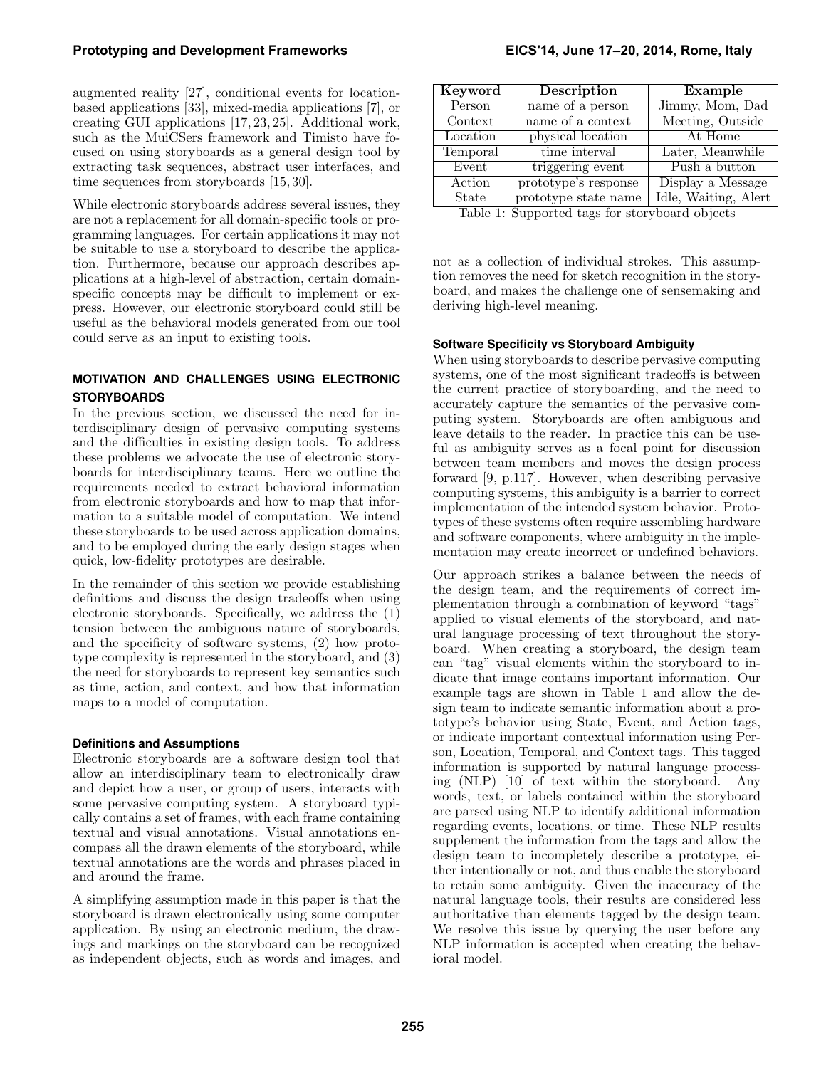augmented reality [27], conditional events for location-based applications [33], mixed-media applications [7], or creating GUI applications [17, 23, 25]. Additional work, such as the MuiCSers framework and Timisto have focused on using storyboards as a general design tool by extracting task sequences, abstract user interfaces, and time sequences from storyboards [15, 30].

While electronic storyboards address several issues, they are not a replacement for all domain-specific tools or programming languages. For certain applications it may not be suitable to use a storyboard to describe the application. Furthermore, because our approach describes applications at a high-level of abstraction, certain domain-specific concepts may be difficult to implement or express. However, our electronic storyboard could still be useful as the behavioral models generated from our tool could serve as an input to existing tools.

## MOTIVATION AND CHALLENGES USING ELECTRONIC STORYBOARDS

In the previous section, we discussed the need for interdisciplinary design of pervasive computing systems and the difficulties in existing design tools. To address these problems we advocate the use of electronic storyboards for interdisciplinary teams. Here we outline the requirements needed to extract behavioral information from electronic storyboards and how to map that information to a suitable model of computation. We intend these storyboards to be used across application domains, and to be employed during the early design stages when quick, low-fidelity prototypes are desirable.

In the remainder of this section we provide establishing definitions and discuss the design tradeoffs when using electronic storyboards. Specifically, we address the (1) tension between the ambiguous nature of storyboards, and the specificity of software systems, (2) how prototype complexity is represented in the storyboard, and (3) the need for storyboards to represent key semantics such as time, action, and context, and how that information maps to a model of computation.

### Definitions and Assumptions

Electronic storyboards are a software design tool that allow an interdisciplinary team to electronically draw and depict how a user, or group of users, interacts with some pervasive computing system. A storyboard typically contains a set of frames, with each frame containing textual and visual annotations. Visual annotations encompass all the drawn elements of the storyboard, while textual annotations are the words and phrases placed in and around the frame.

A simplifying assumption made in this paper is that the storyboard is drawn electronically using some computer application. By using an electronic medium, the drawings and markings on the storyboard can be recognized as independent objects, such as words and images, and not as a collection of individual strokes. This assumption removes the need for sketch recognition in the storyboard, and makes the challenge one of sensemaking and deriving high-level meaning.

| Keyword | Description | Example |
|---|---|---|
| Person | name of a person | Jimmy, Mom, Dad |
| Context | name of a context | Meeting, Outside |
| Location | physical location | At Home |
| Temporal | time interval | Later, Meanwhile |
| Event | triggering event | Push a button |
| Action | prototype's response | Display a Message |
| State | prototype state name | Idle, Waiting, Alert |

Table 1: Supported tags for storyboard objects

### Software Specificity vs Storyboard Ambiguity

When using storyboards to describe pervasive computing systems, one of the most significant tradeoffs is between the current practice of storyboarding, and the need to accurately capture the semantics of the pervasive computing system. Storyboards are often ambiguous and leave details to the reader. In practice this can be useful as ambiguity serves as a focal point for discussion between team members and moves the design process forward [9, p.117]. However, when describing pervasive computing systems, this ambiguity is a barrier to correct implementation of the intended system behavior. Prototypes of these systems often require assembling hardware and software components, where ambiguity in the implementation may create incorrect or undefined behaviors.

Our approach strikes a balance between the needs of the design team, and the requirements of correct implementation through a combination of keyword "tags" applied to visual elements of the storyboard, and natural language processing of text throughout the storyboard. When creating a storyboard, the design team can "tag" visual elements within the storyboard to indicate that image contains important information. Our example tags are shown in Table 1 and allow the design team to indicate semantic information about a prototype's behavior using State, Event, and Action tags, or indicate important contextual information using Person, Location, Temporal, and Context tags. This tagged information is supported by natural language processing (NLP) [10] of text within the storyboard. Any words, text, or labels contained within the storyboard are parsed using NLP to identify additional information regarding events, locations, or time. These NLP results supplement the information from the tags and allow the design team to incompletely describe a prototype, either intentionally or not, and thus enable the storyboard to retain some ambiguity. Given the inaccuracy of the natural language tools, their results are considered less authoritative than elements tagged by the design team. We resolve this issue by querying the user before any NLP information is accepted when creating the behavioral model.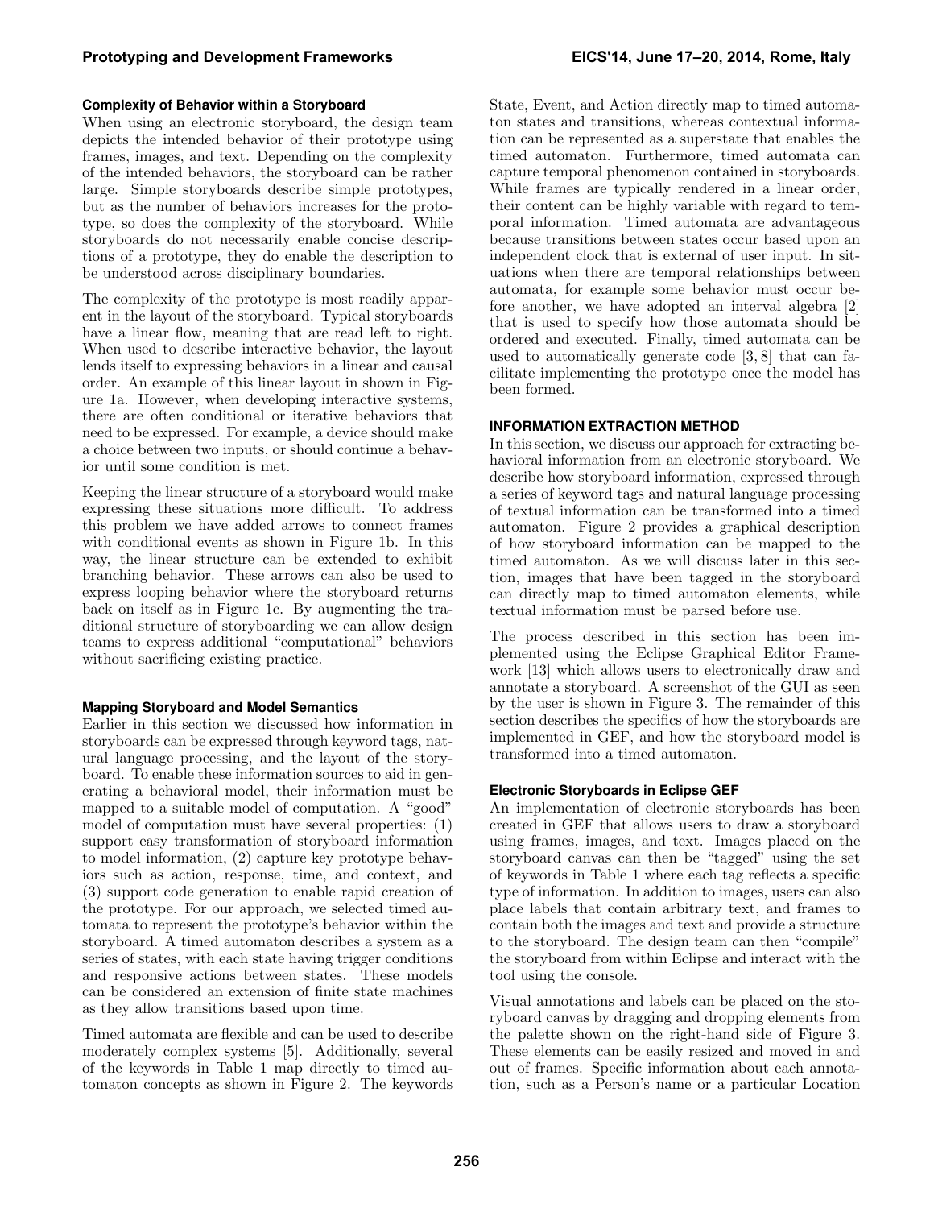### Complexity of Behavior within a Storyboard

When using an electronic storyboard, the design team depicts the intended behavior of their prototype using frames, images, and text. Depending on the complexity of the intended behaviors, the storyboard can be rather large. Simple storyboards describe simple prototypes, but as the number of behaviors increases for the prototype, so does the complexity of the storyboard. While storyboards do not necessarily enable concise descriptions of a prototype, they do enable the description to be understood across disciplinary boundaries.

The complexity of the prototype is most readily apparent in the layout of the storyboard. Typical storyboards have a linear flow, meaning that are read left to right. When used to describe interactive behavior, the layout lends itself to expressing behaviors in a linear and causal order. An example of this linear layout in shown in Figure 1a. However, when developing interactive systems, there are often conditional or iterative behaviors that need to be expressed. For example, a device should make a choice between two inputs, or should continue a behavior until some condition is met.

Keeping the linear structure of a storyboard would make expressing these situations more difficult. To address this problem we have added arrows to connect frames with conditional events as shown in Figure 1b. In this way, the linear structure can be extended to exhibit branching behavior. These arrows can also be used to express looping behavior where the storyboard returns back on itself as in Figure 1c. By augmenting the traditional structure of storyboarding we can allow design teams to express additional "computational" behaviors without sacrificing existing practice.

### Mapping Storyboard and Model Semantics

Earlier in this section we discussed how information in storyboards can be expressed through keyword tags, natural language processing, and the layout of the storyboard. To enable these information sources to aid in generating a behavioral model, their information must be mapped to a suitable model of computation. A "good" model of computation must have several properties: (1) support easy transformation of storyboard information to model information, (2) capture key prototype behaviors such as action, response, time, and context, and (3) support code generation to enable rapid creation of the prototype. For our approach, we selected timed automata to represent the prototype's behavior within the storyboard. A timed automaton describes a system as a series of states, with each state having trigger conditions and responsive actions between states. These models can be considered an extension of finite state machines as they allow transitions based upon time.

Timed automata are flexible and can be used to describe moderately complex systems [5]. Additionally, several of the keywords in Table 1 map directly to timed automaton concepts as shown in Figure 2. The keywords State, Event, and Action directly map to timed automaton states and transitions, whereas contextual information can be represented as a superstate that enables the timed automaton. Furthermore, timed automata can capture temporal phenomenon contained in storyboards. While frames are typically rendered in a linear order, their content can be highly variable with regard to temporal information. Timed automata are advantageous because transitions between states occur based upon an independent clock that is external of user input. In situations when there are temporal relationships between automata, for example some behavior must occur before another, we have adopted an interval algebra [2] that is used to specify how those automata should be ordered and executed. Finally, timed automata can be used to automatically generate code [3, 8] that can facilitate implementing the prototype once the model has been formed.

## INFORMATION EXTRACTION METHOD

In this section, we discuss our approach for extracting behavioral information from an electronic storyboard. We describe how storyboard information, expressed through a series of keyword tags and natural language processing of textual information can be transformed into a timed automaton. Figure 2 provides a graphical description of how storyboard information can be mapped to the timed automaton. As we will discuss later in this section, images that have been tagged in the storyboard can directly map to timed automaton elements, while textual information must be parsed before use.

The process described in this section has been implemented using the Eclipse Graphical Editor Framework [13] which allows users to electronically draw and annotate a storyboard. A screenshot of the GUI as seen by the user is shown in Figure 3. The remainder of this section describes the specifics of how the storyboards are implemented in GEF, and how the storyboard model is transformed into a timed automaton.

### Electronic Storyboards in Eclipse GEF

An implementation of electronic storyboards has been created in GEF that allows users to draw a storyboard using frames, images, and text. Images placed on the storyboard canvas can then be "tagged" using the set of keywords in Table 1 where each tag reflects a specific type of information. In addition to images, users can also place labels that contain arbitrary text, and frames to contain both the images and text and provide a structure to the storyboard. The design team can then "compile" the storyboard from within Eclipse and interact with the tool using the console.

Visual annotations and labels can be placed on the storyboard canvas by dragging and dropping elements from the palette shown on the right-hand side of Figure 3. These elements can be easily resized and moved in and out of frames. Specific information about each annotation, such as a Person's name or a particular Location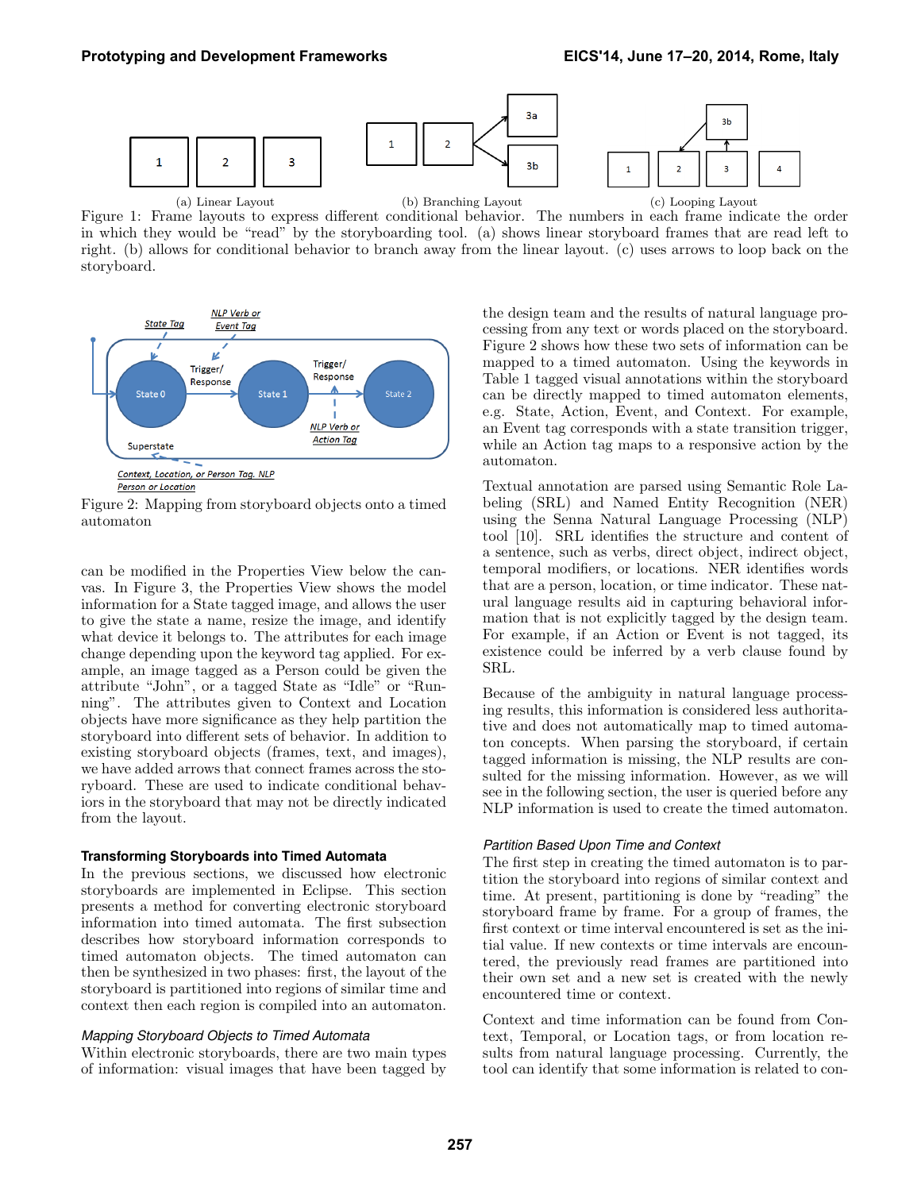(a) Linear Layout (b) Branching Layout (c) Looping Layout

Figure 1: Frame layouts to express different conditional behavior. The numbers in each frame indicate the order in which they would be "read" by the storyboarding tool. (a) shows linear storyboard frames that are read left to right. (b) allows for conditional behavior to branch away from the linear layout. (c) uses arrows to loop back on the storyboard.

Figure 2: Mapping from storyboard objects onto a timed automaton

can be modified in the Properties View below the canvas. In Figure 3, the Properties View shows the model information for a State tagged image, and allows the user to give the state a name, resize the image, and identify what device it belongs to. The attributes for each image change depending upon the keyword tag applied. For example, an image tagged as a Person could be given the attribute "John", or a tagged State as "Idle" or "Running". The attributes given to Context and Location objects have more significance as they help partition the storyboard into different sets of behavior. In addition to existing storyboard objects (frames, text, and images), we have added arrows that connect frames across the storyboard. These are used to indicate conditional behaviors in the storyboard that may not be directly indicated from the layout.

### Transforming Storyboards into Timed Automata

In the previous sections, we discussed how electronic storyboards are implemented in Eclipse. This section presents a method for converting electronic storyboard information into timed automata. The first subsection describes how storyboard information corresponds to timed automaton objects. The timed automaton can then be synthesized in two phases: first, the layout of the storyboard is partitioned into regions of similar time and context then each region is compiled into an automaton.

#### *Mapping Storyboard Objects to Timed Automata*

Within electronic storyboards, there are two main types of information: visual images that have been tagged by the design team and the results of natural language processing from any text or words placed on the storyboard. Figure 2 shows how these two sets of information can be mapped to a timed automaton. Using the keywords in Table 1 tagged visual annotations within the storyboard can be directly mapped to timed automaton elements, e.g. State, Action, Event, and Context. For example, an Event tag corresponds with a state transition trigger, while an Action tag maps to a responsive action by the automaton.

Textual annotation are parsed using Semantic Role Labeling (SRL) and Named Entity Recognition (NER) using the Senna Natural Language Processing (NLP) tool [10]. SRL identifies the structure and content of a sentence, such as verbs, direct object, indirect object, temporal modifiers, or locations. NER identifies words that are a person, location, or time indicator. These natural language results aid in capturing behavioral information that is not explicitly tagged by the design team. For example, if an Action or Event is not tagged, its existence could be inferred by a verb clause found by SRL.

Because of the ambiguity in natural language processing results, this information is considered less authoritative and does not automatically map to timed automaton concepts. When parsing the storyboard, if certain tagged information is missing, the NLP results are consulted for the missing information. However, as we will see in the following section, the user is queried before any NLP information is used to create the timed automaton.

#### *Partition Based Upon Time and Context*

The first step in creating the timed automaton is to partition the storyboard into regions of similar context and time. At present, partitioning is done by "reading" the storyboard frame by frame. For a group of frames, the first context or time interval encountered is set as the initial value. If new contexts or time intervals are encountered, the previously read frames are partitioned into their own set and a new set is created with the newly encountered time or context.

Context and time information can be found from Context, Temporal, or Location tags, or from location results from natural language processing. Currently, the tool can identify that some information is related to con-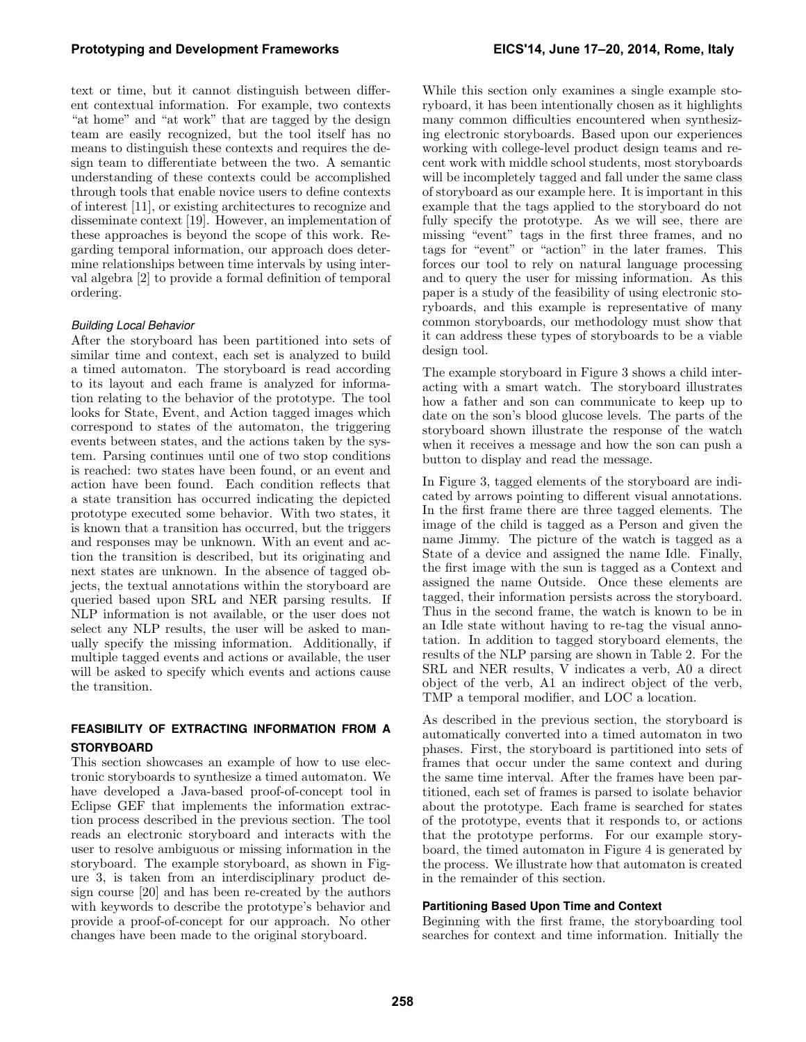text or time, but it cannot distinguish between different contextual information. For example, two contexts "at home" and "at work" that are tagged by the design team are easily recognized, but the tool itself has no means to distinguish these contexts and requires the design team to differentiate between the two. A semantic understanding of these contexts could be accomplished through tools that enable novice users to define contexts of interest [11], or existing architectures to recognize and disseminate context [19]. However, an implementation of these approaches is beyond the scope of this work. Regarding temporal information, our approach does determine relationships between time intervals by using interval algebra [2] to provide a formal definition of temporal ordering.

### *Building Local Behavior*

After the storyboard has been partitioned into sets of similar time and context, each set is analyzed to build a timed automaton. The storyboard is read according to its layout and each frame is analyzed for information relating to the behavior of the prototype. The tool looks for State, Event, and Action tagged images which correspond to states of the automaton, the triggering events between states, and the actions taken by the system. Parsing continues until one of two stop conditions is reached: two states have been found, or an event and action have been found. Each condition reflects that a state transition has occurred indicating the depicted prototype executed some behavior. With two states, it is known that a transition has occurred, but the triggers and responses may be unknown. With an event and action the transition is described, but its originating and next states are unknown. In the absence of tagged objects, the textual annotations within the storyboard are queried based upon SRL and NER parsing results. If NLP information is not available, or the user does not select any NLP results, the user will be asked to manually specify the missing information. Additionally, if multiple tagged events and actions or available, the user will be asked to specify which events and actions cause the transition.

## FEASIBILITY OF EXTRACTING INFORMATION FROM A STORYBOARD

This section showcases an example of how to use electronic storyboards to synthesize a timed automaton. We have developed a Java-based proof-of-concept tool in Eclipse GEF that implements the information extraction process described in the previous section. The tool reads an electronic storyboard and interacts with the user to resolve ambiguous or missing information in the storyboard. The example storyboard, as shown in Figure 3, is taken from an interdisciplinary product design course [20] and has been re-created by the authors with keywords to describe the prototype's behavior and provide a proof-of-concept for our approach. No other changes have been made to the original storyboard.

While this section only examines a single example storyboard, it has been intentionally chosen as it highlights many common difficulties encountered when synthesizing electronic storyboards. Based upon our experiences working with college-level product design teams and recent work with middle school students, most storyboards will be incompletely tagged and fall under the same class of storyboard as our example here. It is important in this example that the tags applied to the storyboard do not fully specify the prototype. As we will see, there are missing "event" tags in the first three frames, and no tags for "event" or "action" in the later frames. This forces our tool to rely on natural language processing and to query the user for missing information. As this paper is a study of the feasibility of using electronic storyboards, and this example is representative of many common storyboards, our methodology must show that it can address these types of storyboards to be a viable design tool.

The example storyboard in Figure 3 shows a child interacting with a smart watch. The storyboard illustrates how a father and son can communicate to keep up to date on the son's blood glucose levels. The parts of the storyboard shown illustrate the response of the watch when it receives a message and how the son can push a button to display and read the message.

In Figure 3, tagged elements of the storyboard are indicated by arrows pointing to different visual annotations. In the first frame there are three tagged elements. The image of the child is tagged as a Person and given the name Jimmy. The picture of the watch is tagged as a State of a device and assigned the name Idle. Finally, the first image with the sun is tagged as a Context and assigned the name Outside. Once these elements are tagged, their information persists across the storyboard. Thus in the second frame, the watch is known to be in an Idle state without having to re-tag the visual annotation. In addition to tagged storyboard elements, the results of the NLP parsing are shown in Table 2. For the SRL and NER results, V indicates a verb, A0 a direct object of the verb, A1 an indirect object of the verb, TMP a temporal modifier, and LOC a location.

As described in the previous section, the storyboard is automatically converted into a timed automaton in two phases. First, the storyboard is partitioned into sets of frames that occur under the same context and during the same time interval. After the frames have been partitioned, each set of frames is parsed to isolate behavior about the prototype. Each frame is searched for states of the prototype, events that it responds to, or actions that the prototype performs. For our example storyboard, the timed automaton in Figure 4 is generated by the process. We illustrate how that automaton is created in the remainder of this section.

### Partitioning Based Upon Time and Context

Beginning with the first frame, the storyboarding tool searches for context and time information. Initially the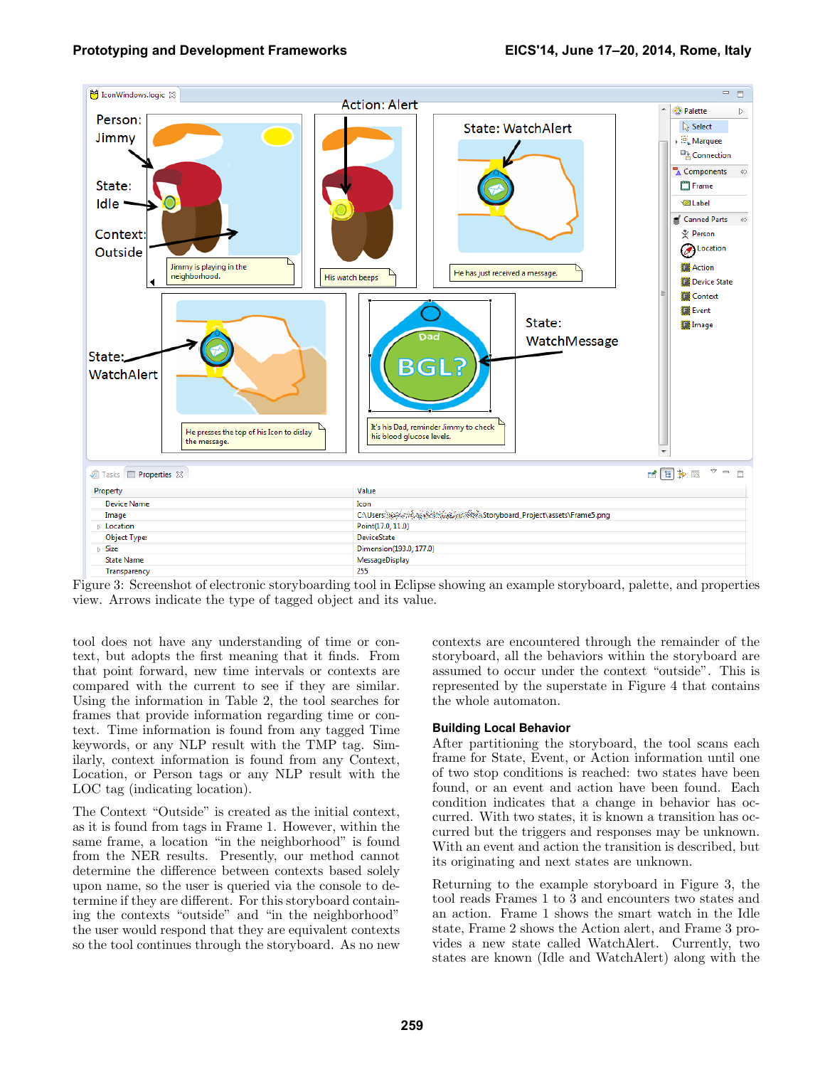Figure 3: Screenshot of electronic storyboarding tool in Eclipse showing an example storyboard, palette, and properties view. Arrows indicate the type of tagged object and its value.

tool does not have any understanding of time or context, but adopts the first meaning that it finds. From that point forward, new time intervals or contexts are compared with the current to see if they are similar. Using the information in Table 2, the tool searches for frames that provide information regarding time or context. Time information is found from any tagged Time keywords, or any NLP result with the TMP tag. Similarly, context information is found from any Context, Location, or Person tags or any NLP result with the LOC tag (indicating location).

The Context "Outside" is created as the initial context, as it is found from tags in Frame 1. However, within the same frame, a location "in the neighborhood" is found from the NER results. Presently, our method cannot determine the difference between contexts based solely upon name, so the user is queried via the console to determine if they are different. For this storyboard containing the contexts "outside" and "in the neighborhood" the user would respond that they are equivalent contexts so the tool continues through the storyboard. As no new contexts are encountered through the remainder of the storyboard, all the behaviors within the storyboard are assumed to occur under the context "outside". This is represented by the superstate in Figure 4 that contains the whole automaton.

### Building Local Behavior

After partitioning the storyboard, the tool scans each frame for State, Event, or Action information until one of two stop conditions is reached: two states have been found, or an event and action have been found. Each condition indicates that a change in behavior has occurred. With two states, it is known a transition has occurred but the triggers and responses may be unknown. With an event and action the transition is described, but its originating and next states are unknown.

Returning to the example storyboard in Figure 3, the tool reads Frames 1 to 3 and encounters two states and an action. Frame 1 shows the smart watch in the Idle state, Frame 2 shows the Action alert, and Frame 3 provides a new state called WatchAlert. Currently, two states are known (Idle and WatchAlert) along with the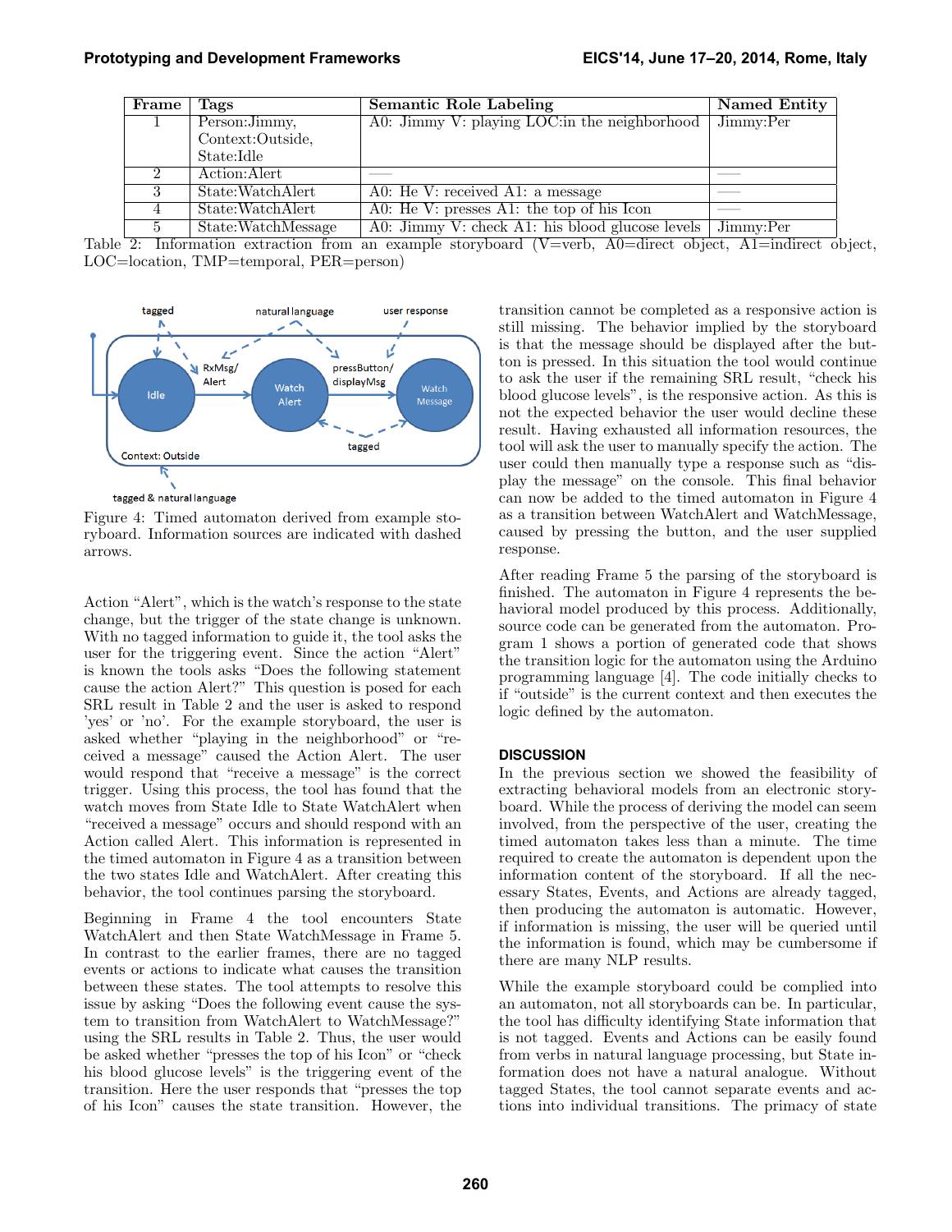| Frame | Tags | Semantic Role Labeling | Named Entity |
|---|---|---|---|
| 1 | Person:Jimmy, Context:Outside, State:Idle | A0: Jimmy V: playing LOC:in the neighborhood | Jimmy:Per |
| 2 | Action:Alert | —— | —— |
| 3 | State:WatchAlert | A0: He V: received A1: a message | —— |
| 4 | State:WatchAlert | A0: He V: presses A1: the top of his Icon | —— |
| 5 | State:WatchMessage | A0: Jimmy V: check A1: his blood glucose levels | Jimmy:Per |

Table 2: Information extraction from an example storyboard (V=verb, A0=direct object, A1=indirect object, LOC=location, TMP=temporal, PER=person)

Figure 4: Timed automaton derived from example storyboard. Information sources are indicated with dashed arrows.

Action "Alert", which is the watch's response to the state change, but the trigger of the state change is unknown. With no tagged information to guide it, the tool asks the user for the triggering event. Since the action "Alert" is known the tools asks "Does the following statement cause the action Alert?" This question is posed for each SRL result in Table 2 and the user is asked to respond 'yes' or 'no'. For the example storyboard, the user is asked whether "playing in the neighborhood" or "received a message" caused the Action Alert. The user would respond that "receive a message" is the correct trigger. Using this process, the tool has found that the watch moves from State Idle to State WatchAlert when "received a message" occurs and should respond with an Action called Alert. This information is represented in the timed automaton in Figure 4 as a transition between the two states Idle and WatchAlert. After creating this behavior, the tool continues parsing the storyboard.

Beginning in Frame 4 the tool encounters State WatchAlert and then State WatchMessage in Frame 5. In contrast to the earlier frames, there are no tagged events or actions to indicate what causes the transition between these states. The tool attempts to resolve this issue by asking "Does the following event cause the system to transition from WatchAlert to WatchMessage?" using the SRL results in Table 2. Thus, the user would be asked whether "presses the top of his Icon" or "check his blood glucose levels" is the triggering event of the transition. Here the user responds that "presses the top of his Icon" causes the state transition. However, the transition cannot be completed as a responsive action is still missing. The behavior implied by the storyboard is that the message should be displayed after the button is pressed. In this situation the tool would continue to ask the user if the remaining SRL result, "check his blood glucose levels", is the responsive action. As this is not the expected behavior the user would decline these result. Having exhausted all information resources, the tool will ask the user to manually specify the action. The user could then manually type a response such as "display the message" on the console. This final behavior can now be added to the timed automaton in Figure 4 as a transition between WatchAlert and WatchMessage, caused by pressing the button, and the user supplied response.

After reading Frame 5 the parsing of the storyboard is finished. The automaton in Figure 4 represents the behavioral model produced by this process. Additionally, source code can be generated from the automaton. Program 1 shows a portion of generated code that shows the transition logic for the automaton using the Arduino programming language [4]. The code initially checks to if "outside" is the current context and then executes the logic defined by the automaton.

## DISCUSSION

In the previous section we showed the feasibility of extracting behavioral models from an electronic storyboard. While the process of deriving the model can seem involved, from the perspective of the user, creating the timed automaton takes less than a minute. The time required to create the automaton is dependent upon the information content of the storyboard. If all the necessary States, Events, and Actions are already tagged, then producing the automaton is automatic. However, if information is missing, the user will be queried until the information is found, which may be cumbersome if there are many NLP results.

While the example storyboard could be complied into an automaton, not all storyboards can be. In particular, the tool has difficulty identifying State information that is not tagged. Events and Actions can be easily found from verbs in natural language processing, but State information does not have a natural analogue. Without tagged States, the tool cannot separate events and actions into individual transitions. The primacy of state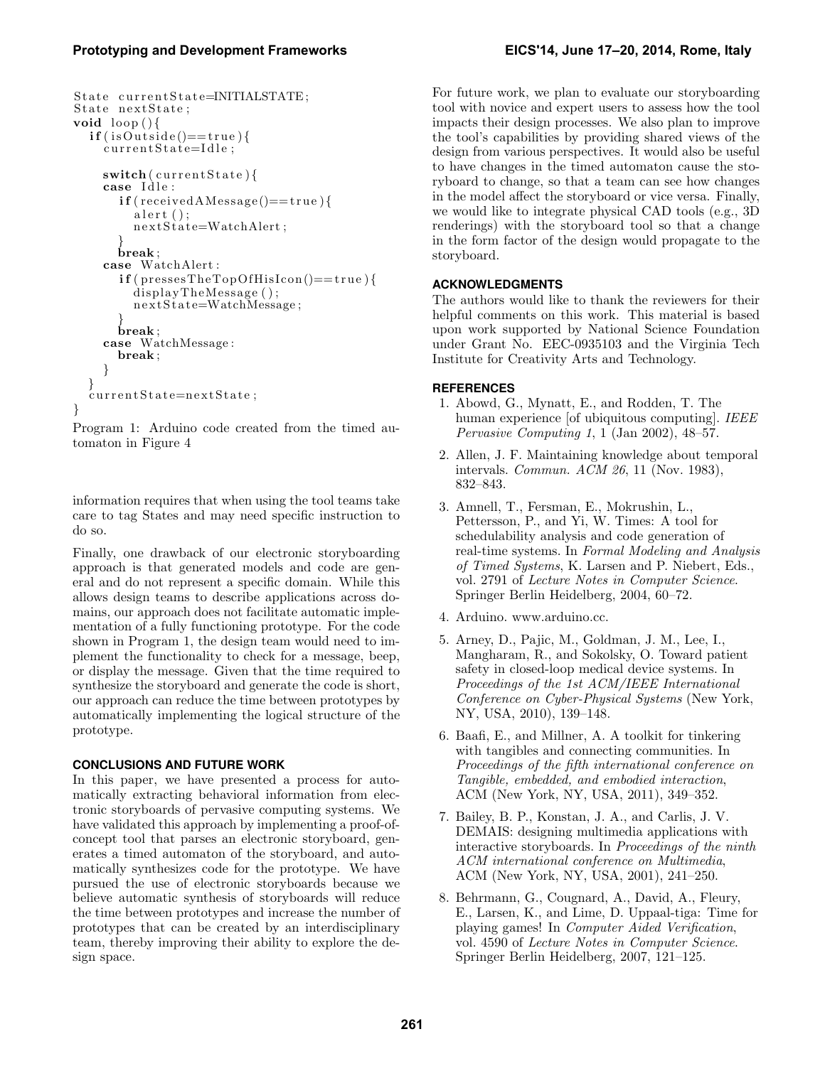```
State currentState=INITIALSTATE;
State nextState;
void loop(){
  if(isOutside()==true){
    currentState=Idle;

    switch(currentState){
    case Idle:
      if(receivedAMessage()==true){
        alert();
        nextState=WatchAlert;
      }
      break;
    case WatchAlert:
      if(pressesTheTopOfHisIcon()==true){
        displayTheMessage();
        nextState=WatchMessage;
      }
      break;
    case WatchMessage:
      break;
    }
  }
  currentState=nextState;
}
```

Program 1: Arduino code created from the timed automaton in Figure 4

information requires that when using the tool teams take care to tag States and may need specific instruction to do so.

Finally, one drawback of our electronic storyboarding approach is that generated models and code are general and do not represent a specific domain. While this allows design teams to describe applications across domains, our approach does not facilitate automatic implementation of a fully functioning prototype. For the code shown in Program 1, the design team would need to implement the functionality to check for a message, beep, or display the message. Given that the time required to synthesize the storyboard and generate the code is short, our approach can reduce the time between prototypes by automatically implementing the logical structure of the prototype.

## CONCLUSIONS AND FUTURE WORK

In this paper, we have presented a process for automatically extracting behavioral information from electronic storyboards of pervasive computing systems. We have validated this approach by implementing a proof-of-concept tool that parses an electronic storyboard, generates a timed automaton of the storyboard, and automatically synthesizes code for the prototype. We have pursued the use of electronic storyboards because we believe automatic synthesis of storyboards will reduce the time between prototypes and increase the number of prototypes that can be created by an interdisciplinary team, thereby improving their ability to explore the design space.

For future work, we plan to evaluate our storyboarding tool with novice and expert users to assess how the tool impacts their design processes. We also plan to improve the tool's capabilities by providing shared views of the design from various perspectives. It would also be useful to have changes in the timed automaton cause the storyboard to change, so that a team can see how changes in the model affect the storyboard or vice versa. Finally, we would like to integrate physical CAD tools (e.g., 3D renderings) with the storyboard tool so that a change in the form factor of the design would propagate to the storyboard.

## ACKNOWLEDGMENTS

The authors would like to thank the reviewers for their helpful comments on this work. This material is based upon work supported by National Science Foundation under Grant No. EEC-0935103 and the Virginia Tech Institute for Creativity Arts and Technology.

## REFERENCES

1. Abowd, G., Mynatt, E., and Rodden, T. The human experience [of ubiquitous computing]. *IEEE Pervasive Computing 1*, 1 (Jan 2002), 48–57.
2. Allen, J. F. Maintaining knowledge about temporal intervals. *Commun. ACM 26*, 11 (Nov. 1983), 832–843.
3. Amnell, T., Fersman, E., Mokrushin, L., Pettersson, P., and Yi, W. Times: A tool for schedulability analysis and code generation of real-time systems. In *Formal Modeling and Analysis of Timed Systems*, K. Larsen and P. Niebert, Eds., vol. 2791 of *Lecture Notes in Computer Science*. Springer Berlin Heidelberg, 2004, 60–72.
4. Arduino. www.arduino.cc.
5. Arney, D., Pajic, M., Goldman, J. M., Lee, I., Mangharam, R., and Sokolsky, O. Toward patient safety in closed-loop medical device systems. In *Proceedings of the 1st ACM/IEEE International Conference on Cyber-Physical Systems* (New York, NY, USA, 2010), 139–148.
6. Baafi, E., and Millner, A. A toolkit for tinkering with tangibles and connecting communities. In *Proceedings of the fifth international conference on Tangible, embedded, and embodied interaction*, ACM (New York, NY, USA, 2011), 349–352.
7. Bailey, B. P., Konstan, J. A., and Carlis, J. V. DEMAIS: designing multimedia applications with interactive storyboards. In *Proceedings of the ninth ACM international conference on Multimedia*, ACM (New York, NY, USA, 2001), 241–250.
8. Behrmann, G., Cougnard, A., David, A., Fleury, E., Larsen, K., and Lime, D. Uppaal-tiga: Time for playing games! In *Computer Aided Verification*, vol. 4590 of *Lecture Notes in Computer Science*. Springer Berlin Heidelberg, 2007, 121–125.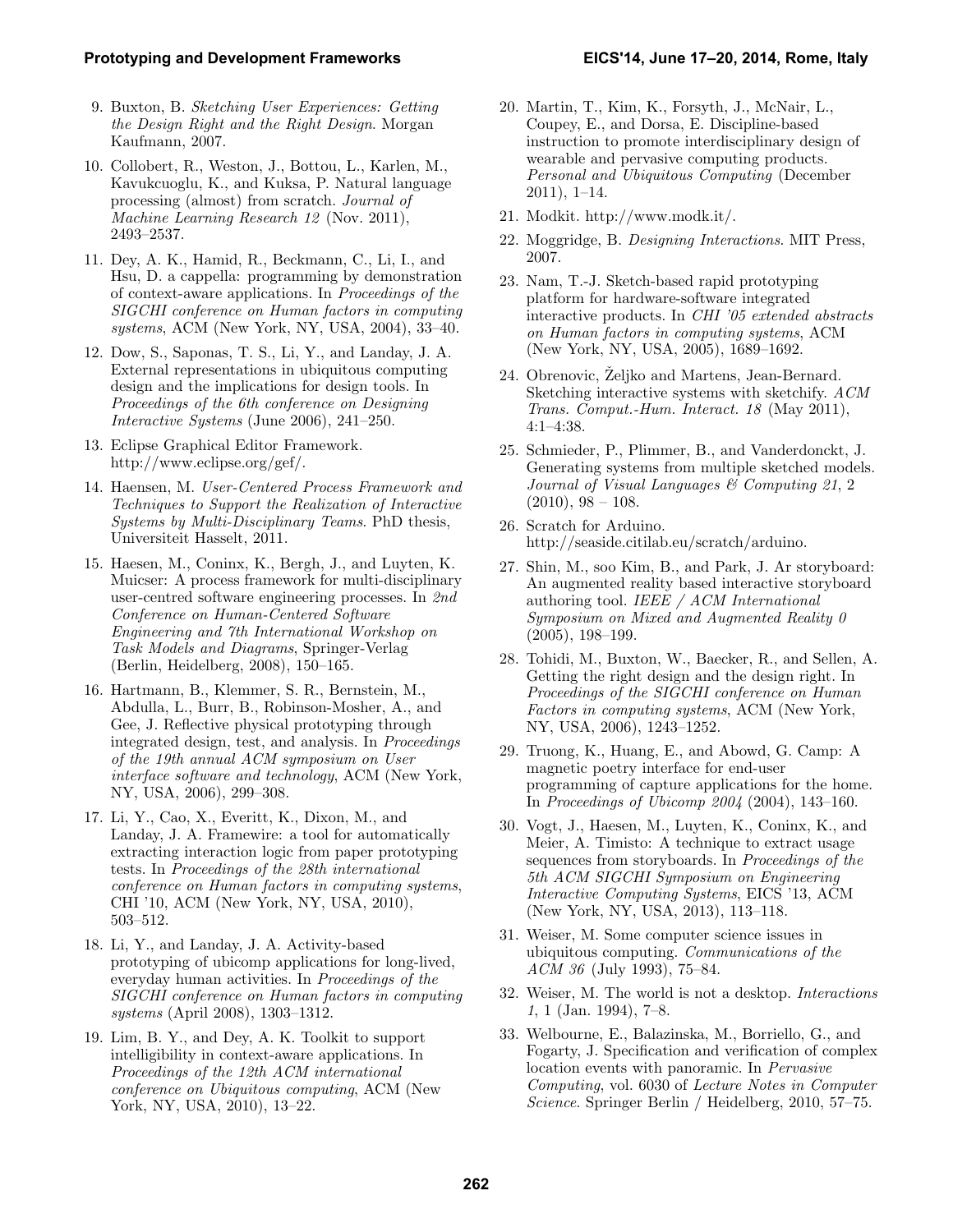9. Buxton, B. *Sketching User Experiences: Getting the Design Right and the Right Design*. Morgan Kaufmann, 2007.

10. Collobert, R., Weston, J., Bottou, L., Karlen, M., Kavukcuoglu, K., and Kuksa, P. Natural language processing (almost) from scratch. *Journal of Machine Learning Research 12* (Nov. 2011), 2493–2537.

11. Dey, A. K., Hamid, R., Beckmann, C., Li, I., and Hsu, D. a cappella: programming by demonstration of context-aware applications. In *Proceedings of the SIGCHI conference on Human factors in computing systems*, ACM (New York, NY, USA, 2004), 33–40.

12. Dow, S., Saponas, T. S., Li, Y., and Landay, J. A. External representations in ubiquitous computing design and the implications for design tools. In *Proceedings of the 6th conference on Designing Interactive Systems* (June 2006), 241–250.

13. Eclipse Graphical Editor Framework. http://www.eclipse.org/gef/.

14. Haensen, M. *User-Centered Process Framework and Techniques to Support the Realization of Interactive Systems by Multi-Disciplinary Teams*. PhD thesis, Universiteit Hasselt, 2011.

15. Haesen, M., Coninx, K., Bergh, J., and Luyten, K. Muicser: A process framework for multi-disciplinary user-centred software engineering processes. In *2nd Conference on Human-Centered Software Engineering and 7th International Workshop on Task Models and Diagrams*, Springer-Verlag (Berlin, Heidelberg, 2008), 150–165.

16. Hartmann, B., Klemmer, S. R., Bernstein, M., Abdulla, L., Burr, B., Robinson-Mosher, A., and Gee, J. Reflective physical prototyping through integrated design, test, and analysis. In *Proceedings of the 19th annual ACM symposium on User interface software and technology*, ACM (New York, NY, USA, 2006), 299–308.

17. Li, Y., Cao, X., Everitt, K., Dixon, M., and Landay, J. A. Framewire: a tool for automatically extracting interaction logic from paper prototyping tests. In *Proceedings of the 28th international conference on Human factors in computing systems*, CHI '10, ACM (New York, NY, USA, 2010), 503–512.

18. Li, Y., and Landay, J. A. Activity-based prototyping of ubicomp applications for long-lived, everyday human activities. In *Proceedings of the SIGCHI conference on Human factors in computing systems* (April 2008), 1303–1312.

19. Lim, B. Y., and Dey, A. K. Toolkit to support intelligibility in context-aware applications. In *Proceedings of the 12th ACM international conference on Ubiquitous computing*, ACM (New York, NY, USA, 2010), 13–22.

20. Martin, T., Kim, K., Forsyth, J., McNair, L., Coupey, E., and Dorsa, E. Discipline-based instruction to promote interdisciplinary design of wearable and pervasive computing products. *Personal and Ubiquitous Computing* (December 2011), 1–14.

21. Modkit. http://www.modk.it/.

22. Moggridge, B. *Designing Interactions*. MIT Press, 2007.

23. Nam, T.-J. Sketch-based rapid prototyping platform for hardware-software integrated interactive products. In *CHI '05 extended abstracts on Human factors in computing systems*, ACM (New York, NY, USA, 2005), 1689–1692.

24. Obrenovic, Željko and Martens, Jean-Bernard. Sketching interactive systems with sketchify. *ACM Trans. Comput.-Hum. Interact. 18* (May 2011), 4:1–4:38.

25. Schmieder, P., Plimmer, B., and Vanderdonckt, J. Generating systems from multiple sketched models. *Journal of Visual Languages & Computing 21*, 2 (2010), 98 – 108.

26. Scratch for Arduino. http://seaside.citilab.eu/scratch/arduino.

27. Shin, M., soo Kim, B., and Park, J. Ar storyboard: An augmented reality based interactive storyboard authoring tool. *IEEE / ACM International Symposium on Mixed and Augmented Reality 0* (2005), 198–199.

28. Tohidi, M., Buxton, W., Baecker, R., and Sellen, A. Getting the right design and the design right. In *Proceedings of the SIGCHI conference on Human Factors in computing systems*, ACM (New York, NY, USA, 2006), 1243–1252.

29. Truong, K., Huang, E., and Abowd, G. Camp: A magnetic poetry interface for end-user programming of capture applications for the home. In *Proceedings of Ubicomp 2004* (2004), 143–160.

30. Vogt, J., Haesen, M., Luyten, K., Coninx, K., and Meier, A. Timisto: A technique to extract usage sequences from storyboards. In *Proceedings of the 5th ACM SIGCHI Symposium on Engineering Interactive Computing Systems*, EICS '13, ACM (New York, NY, USA, 2013), 113–118.

31. Weiser, M. Some computer science issues in ubiquitous computing. *Communications of the ACM 36* (July 1993), 75–84.

32. Weiser, M. The world is not a desktop. *Interactions 1*, 1 (Jan. 1994), 7–8.

33. Welbourne, E., Balazinska, M., Borriello, G., and Fogarty, J. Specification and verification of complex location events with panoramic. In *Pervasive Computing*, vol. 6030 of *Lecture Notes in Computer Science*. Springer Berlin / Heidelberg, 2010, 57–75.